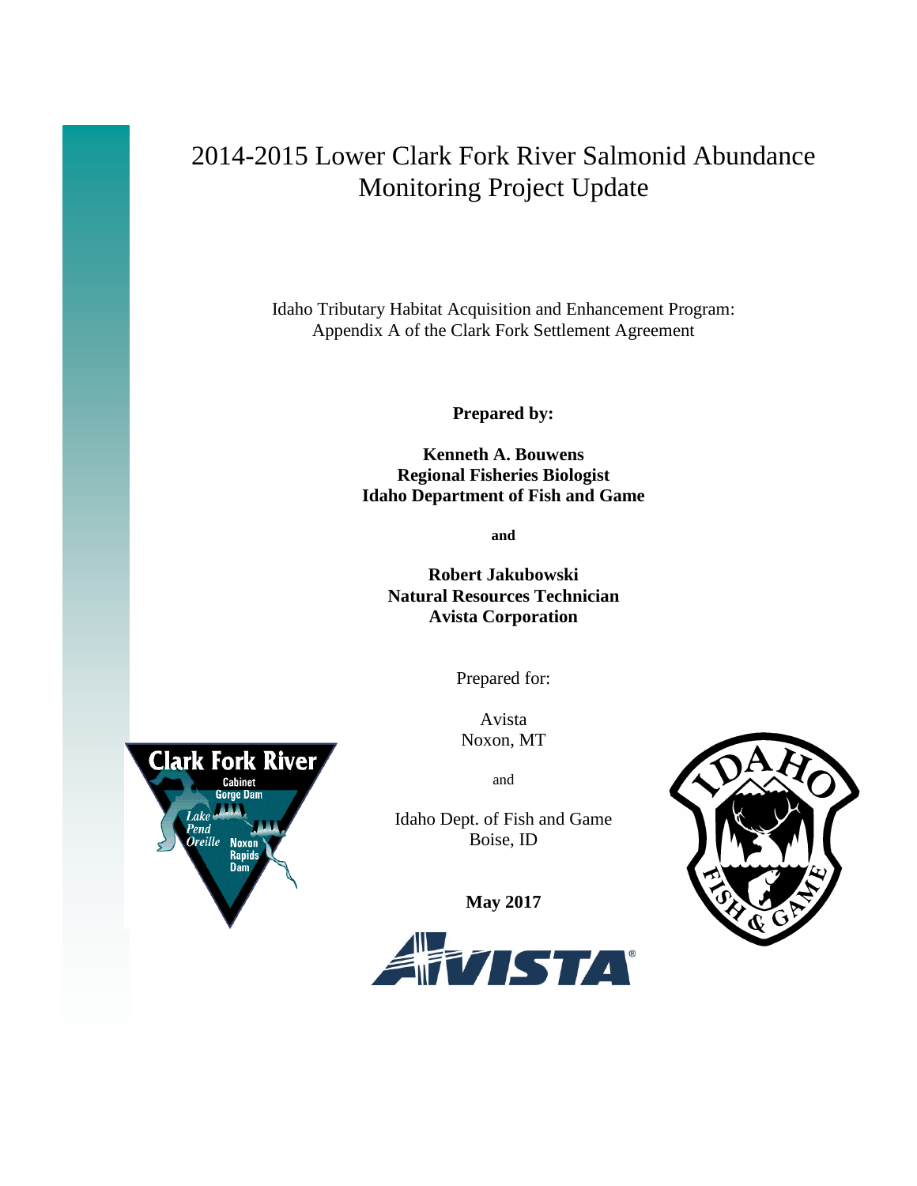# 2014-2015 Lower Clark Fork River Salmonid Abundance Monitoring Project Update

Idaho Tributary Habitat Acquisition and Enhancement Program: Appendix A of the Clark Fork Settlement Agreement

**Prepared by:**

**Kenneth A. Bouwens**
**Regional Fisheries Biologist**
**Idaho Department of Fish and Game**

**and**

**Robert Jakubowski**
**Natural Resources Technician**
**Avista Corporation**

Prepared for:

Avista
Noxon, MT

and

Idaho Dept. of Fish and Game
Boise, ID

**May 2017**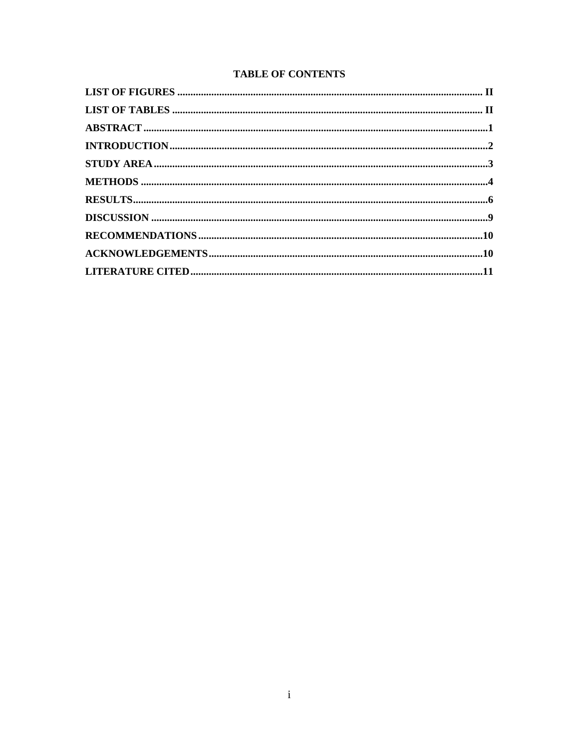# TABLE OF CONTENTS

**LIST OF FIGURES** .................................................................................................................. **II**

**LIST OF TABLES** .................................................................................................................... **II**

**ABSTRACT** .................................................................................................................................**1**

**INTRODUCTION** .......................................................................................................................**2**

**STUDY AREA** ...............................................................................................................................**3**

**METHODS** ...................................................................................................................................**4**

**RESULTS** ......................................................................................................................................**6**

**DISCUSSION** ...............................................................................................................................**9**

**RECOMMENDATIONS** ...........................................................................................................**10**

**ACKNOWLEDGEMENTS** .......................................................................................................**10**

**LITERATURE CITED** .............................................................................................................**11**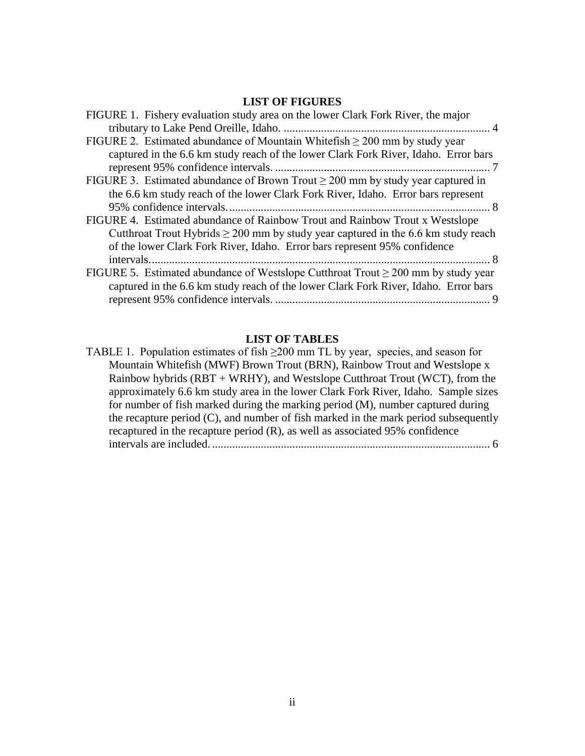## LIST OF FIGURES

FIGURE 1. Fishery evaluation study area on the lower Clark Fork River, the major tributary to Lake Pend Oreille, Idaho. .......................................................................... 4

FIGURE 2. Estimated abundance of Mountain Whitefish ≥ 200 mm by study year captured in the 6.6 km study reach of the lower Clark Fork River, Idaho. Error bars represent 95% confidence intervals. ........................................................................... 7

FIGURE 3. Estimated abundance of Brown Trout ≥ 200 mm by study year captured in the 6.6 km study reach of the lower Clark Fork River, Idaho. Error bars represent 95% confidence intervals. .......................................................................................... 8

FIGURE 4. Estimated abundance of Rainbow Trout and Rainbow Trout x Westslope Cutthroat Trout Hybrids ≥ 200 mm by study year captured in the 6.6 km study reach of the lower Clark Fork River, Idaho. Error bars represent 95% confidence intervals. ..................................................................................................................... 8

FIGURE 5. Estimated abundance of Westslope Cutthroat Trout ≥ 200 mm by study year captured in the 6.6 km study reach of the lower Clark Fork River, Idaho. Error bars represent 95% confidence intervals. ........................................................................... 9

## LIST OF TABLES

TABLE 1. Population estimates of fish ≥200 mm TL by year, species, and season for Mountain Whitefish (MWF) Brown Trout (BRN), Rainbow Trout and Westslope x Rainbow hybrids (RBT + WRHY), and Westslope Cutthroat Trout (WCT), from the approximately 6.6 km study area in the lower Clark Fork River, Idaho. Sample sizes for number of fish marked during the marking period (M), number captured during the recapture period (C), and number of fish marked in the mark period subsequently recaptured in the recapture period (R), as well as associated 95% confidence intervals are included. ................................................................................................ 6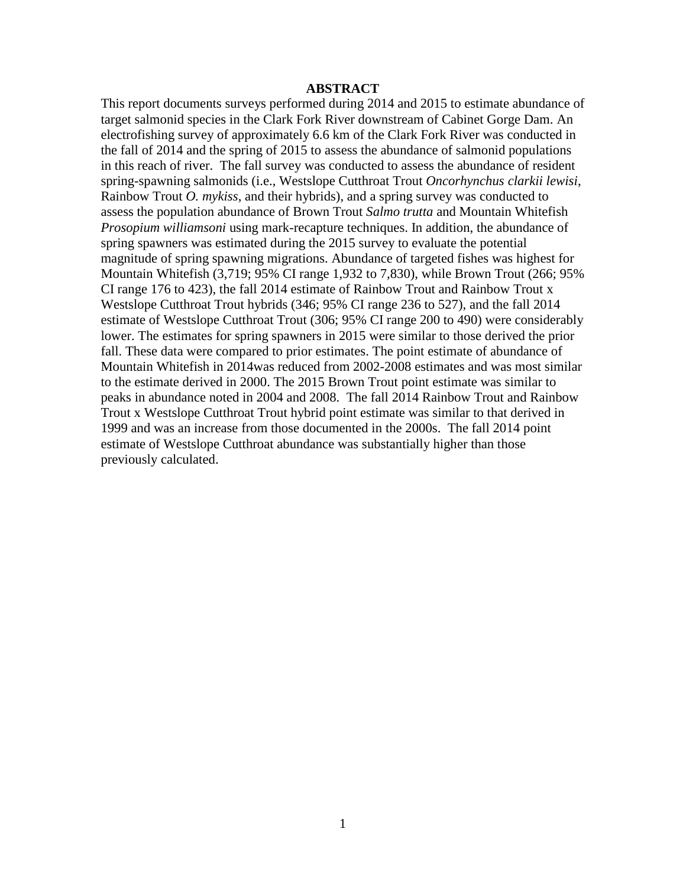## ABSTRACT

This report documents surveys performed during 2014 and 2015 to estimate abundance of target salmonid species in the Clark Fork River downstream of Cabinet Gorge Dam. An electrofishing survey of approximately 6.6 km of the Clark Fork River was conducted in the fall of 2014 and the spring of 2015 to assess the abundance of salmonid populations in this reach of river. The fall survey was conducted to assess the abundance of resident spring-spawning salmonids (i.e., Westslope Cutthroat Trout *Oncorhynchus clarkii lewisi*, Rainbow Trout *O. mykiss*, and their hybrids), and a spring survey was conducted to assess the population abundance of Brown Trout *Salmo trutta* and Mountain Whitefish *Prosopium williamsoni* using mark-recapture techniques. In addition, the abundance of spring spawners was estimated during the 2015 survey to evaluate the potential magnitude of spring spawning migrations. Abundance of targeted fishes was highest for Mountain Whitefish (3,719; 95% CI range 1,932 to 7,830), while Brown Trout (266; 95% CI range 176 to 423), the fall 2014 estimate of Rainbow Trout and Rainbow Trout x Westslope Cutthroat Trout hybrids (346; 95% CI range 236 to 527), and the fall 2014 estimate of Westslope Cutthroat Trout (306; 95% CI range 200 to 490) were considerably lower. The estimates for spring spawners in 2015 were similar to those derived the prior fall. These data were compared to prior estimates. The point estimate of abundance of Mountain Whitefish in 2014was reduced from 2002-2008 estimates and was most similar to the estimate derived in 2000. The 2015 Brown Trout point estimate was similar to peaks in abundance noted in 2004 and 2008. The fall 2014 Rainbow Trout and Rainbow Trout x Westslope Cutthroat Trout hybrid point estimate was similar to that derived in 1999 and was an increase from those documented in the 2000s. The fall 2014 point estimate of Westslope Cutthroat abundance was substantially higher than those previously calculated.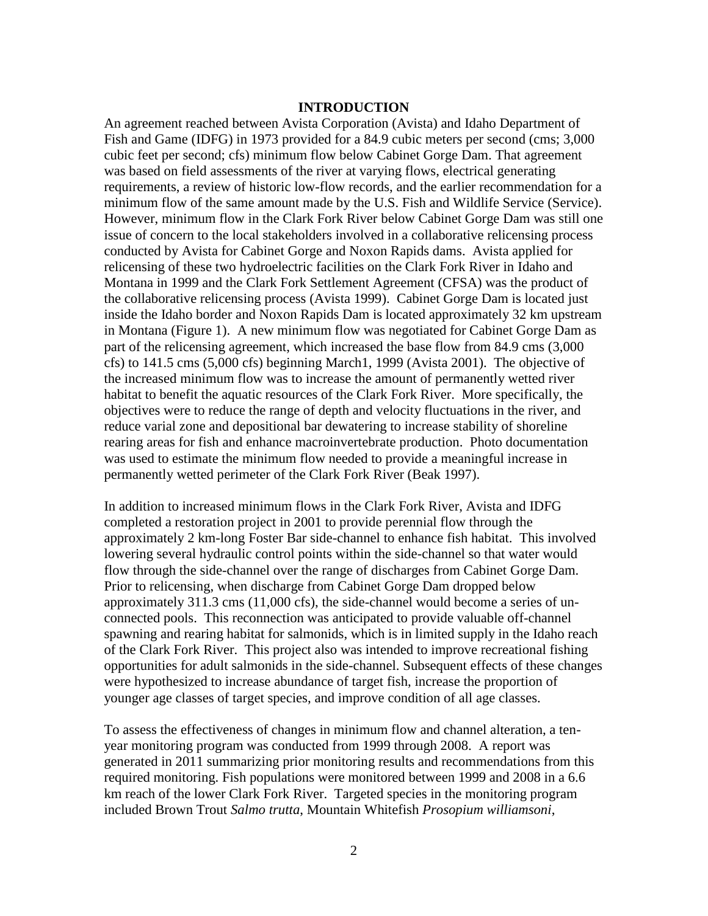## INTRODUCTION

An agreement reached between Avista Corporation (Avista) and Idaho Department of Fish and Game (IDFG) in 1973 provided for a 84.9 cubic meters per second (cms; 3,000 cubic feet per second; cfs) minimum flow below Cabinet Gorge Dam. That agreement was based on field assessments of the river at varying flows, electrical generating requirements, a review of historic low-flow records, and the earlier recommendation for a minimum flow of the same amount made by the U.S. Fish and Wildlife Service (Service). However, minimum flow in the Clark Fork River below Cabinet Gorge Dam was still one issue of concern to the local stakeholders involved in a collaborative relicensing process conducted by Avista for Cabinet Gorge and Noxon Rapids dams. Avista applied for relicensing of these two hydroelectric facilities on the Clark Fork River in Idaho and Montana in 1999 and the Clark Fork Settlement Agreement (CFSA) was the product of the collaborative relicensing process (Avista 1999). Cabinet Gorge Dam is located just inside the Idaho border and Noxon Rapids Dam is located approximately 32 km upstream in Montana (Figure 1). A new minimum flow was negotiated for Cabinet Gorge Dam as part of the relicensing agreement, which increased the base flow from 84.9 cms (3,000 cfs) to 141.5 cms (5,000 cfs) beginning March1, 1999 (Avista 2001). The objective of the increased minimum flow was to increase the amount of permanently wetted river habitat to benefit the aquatic resources of the Clark Fork River. More specifically, the objectives were to reduce the range of depth and velocity fluctuations in the river, and reduce varial zone and depositional bar dewatering to increase stability of shoreline rearing areas for fish and enhance macroinvertebrate production. Photo documentation was used to estimate the minimum flow needed to provide a meaningful increase in permanently wetted perimeter of the Clark Fork River (Beak 1997).

In addition to increased minimum flows in the Clark Fork River, Avista and IDFG completed a restoration project in 2001 to provide perennial flow through the approximately 2 km-long Foster Bar side-channel to enhance fish habitat. This involved lowering several hydraulic control points within the side-channel so that water would flow through the side-channel over the range of discharges from Cabinet Gorge Dam. Prior to relicensing, when discharge from Cabinet Gorge Dam dropped below approximately 311.3 cms (11,000 cfs), the side-channel would become a series of un-connected pools. This reconnection was anticipated to provide valuable off-channel spawning and rearing habitat for salmonids, which is in limited supply in the Idaho reach of the Clark Fork River. This project also was intended to improve recreational fishing opportunities for adult salmonids in the side-channel. Subsequent effects of these changes were hypothesized to increase abundance of target fish, increase the proportion of younger age classes of target species, and improve condition of all age classes.

To assess the effectiveness of changes in minimum flow and channel alteration, a ten-year monitoring program was conducted from 1999 through 2008. A report was generated in 2011 summarizing prior monitoring results and recommendations from this required monitoring. Fish populations were monitored between 1999 and 2008 in a 6.6 km reach of the lower Clark Fork River. Targeted species in the monitoring program included Brown Trout *Salmo trutta*, Mountain Whitefish *Prosopium williamsoni*,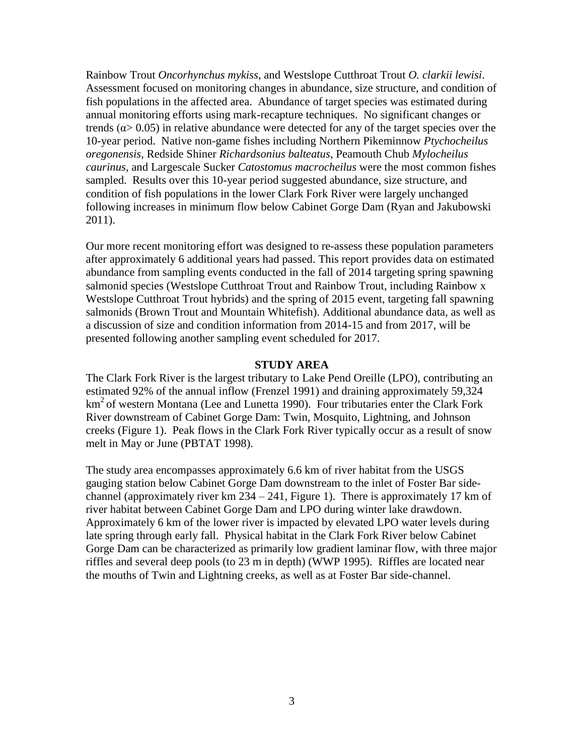Rainbow Trout *Oncorhynchus mykiss*, and Westslope Cutthroat Trout *O. clarkii lewisi*. Assessment focused on monitoring changes in abundance, size structure, and condition of fish populations in the affected area. Abundance of target species was estimated during annual monitoring efforts using mark-recapture techniques. No significant changes or trends ($\alpha > 0.05$) in relative abundance were detected for any of the target species over the 10-year period. Native non-game fishes including Northern Pikeminnow *Ptychocheilus oregonensis*, Redside Shiner *Richardsonius balteatus*, Peamouth Chub *Mylocheilus caurinus*, and Largescale Sucker *Catostomus macrocheilus* were the most common fishes sampled. Results over this 10-year period suggested abundance, size structure, and condition of fish populations in the lower Clark Fork River were largely unchanged following increases in minimum flow below Cabinet Gorge Dam (Ryan and Jakubowski 2011).

Our more recent monitoring effort was designed to re-assess these population parameters after approximately 6 additional years had passed. This report provides data on estimated abundance from sampling events conducted in the fall of 2014 targeting spring spawning salmonid species (Westslope Cutthroat Trout and Rainbow Trout, including Rainbow x Westslope Cutthroat Trout hybrids) and the spring of 2015 event, targeting fall spawning salmonids (Brown Trout and Mountain Whitefish). Additional abundance data, as well as a discussion of size and condition information from 2014-15 and from 2017, will be presented following another sampling event scheduled for 2017.

## STUDY AREA

The Clark Fork River is the largest tributary to Lake Pend Oreille (LPO), contributing an estimated 92% of the annual inflow (Frenzel 1991) and draining approximately 59,324 $km^2$ of western Montana (Lee and Lunetta 1990). Four tributaries enter the Clark Fork River downstream of Cabinet Gorge Dam: Twin, Mosquito, Lightning, and Johnson creeks (Figure 1). Peak flows in the Clark Fork River typically occur as a result of snow melt in May or June (PBTAT 1998).

The study area encompasses approximately 6.6 km of river habitat from the USGS gauging station below Cabinet Gorge Dam downstream to the inlet of Foster Bar side-channel (approximately river km 234 – 241, Figure 1). There is approximately 17 km of river habitat between Cabinet Gorge Dam and LPO during winter lake drawdown. Approximately 6 km of the lower river is impacted by elevated LPO water levels during late spring through early fall. Physical habitat in the Clark Fork River below Cabinet Gorge Dam can be characterized as primarily low gradient laminar flow, with three major riffles and several deep pools (to 23 m in depth) (WWP 1995). Riffles are located near the mouths of Twin and Lightning creeks, as well as at Foster Bar side-channel.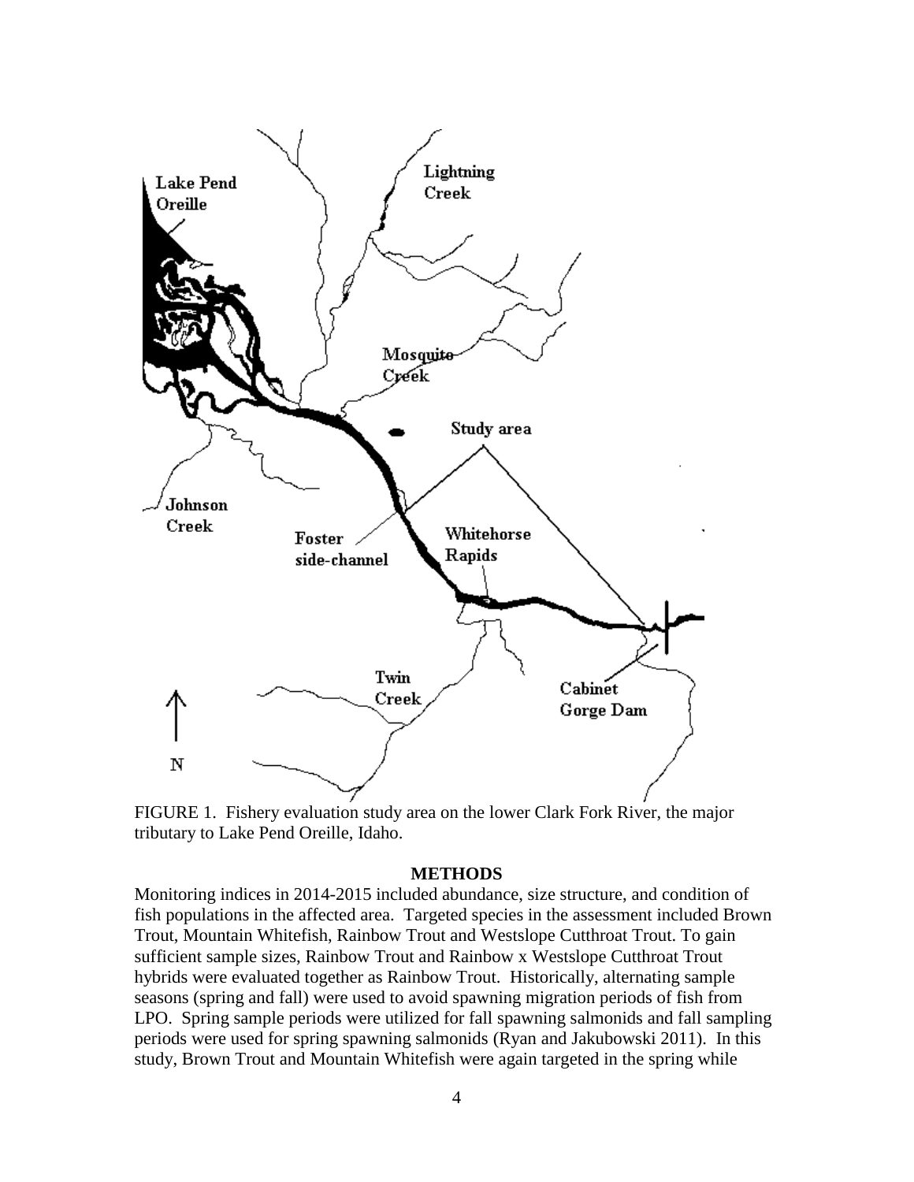FIGURE 1. Fishery evaluation study area on the lower Clark Fork River, the major tributary to Lake Pend Oreille, Idaho.

## METHODS

Monitoring indices in 2014-2015 included abundance, size structure, and condition of fish populations in the affected area. Targeted species in the assessment included Brown Trout, Mountain Whitefish, Rainbow Trout and Westslope Cutthroat Trout. To gain sufficient sample sizes, Rainbow Trout and Rainbow x Westslope Cutthroat Trout hybrids were evaluated together as Rainbow Trout. Historically, alternating sample seasons (spring and fall) were used to avoid spawning migration periods of fish from LPO. Spring sample periods were utilized for fall spawning salmonids and fall sampling periods were used for spring spawning salmonids (Ryan and Jakubowski 2011). In this study, Brown Trout and Mountain Whitefish were again targeted in the spring while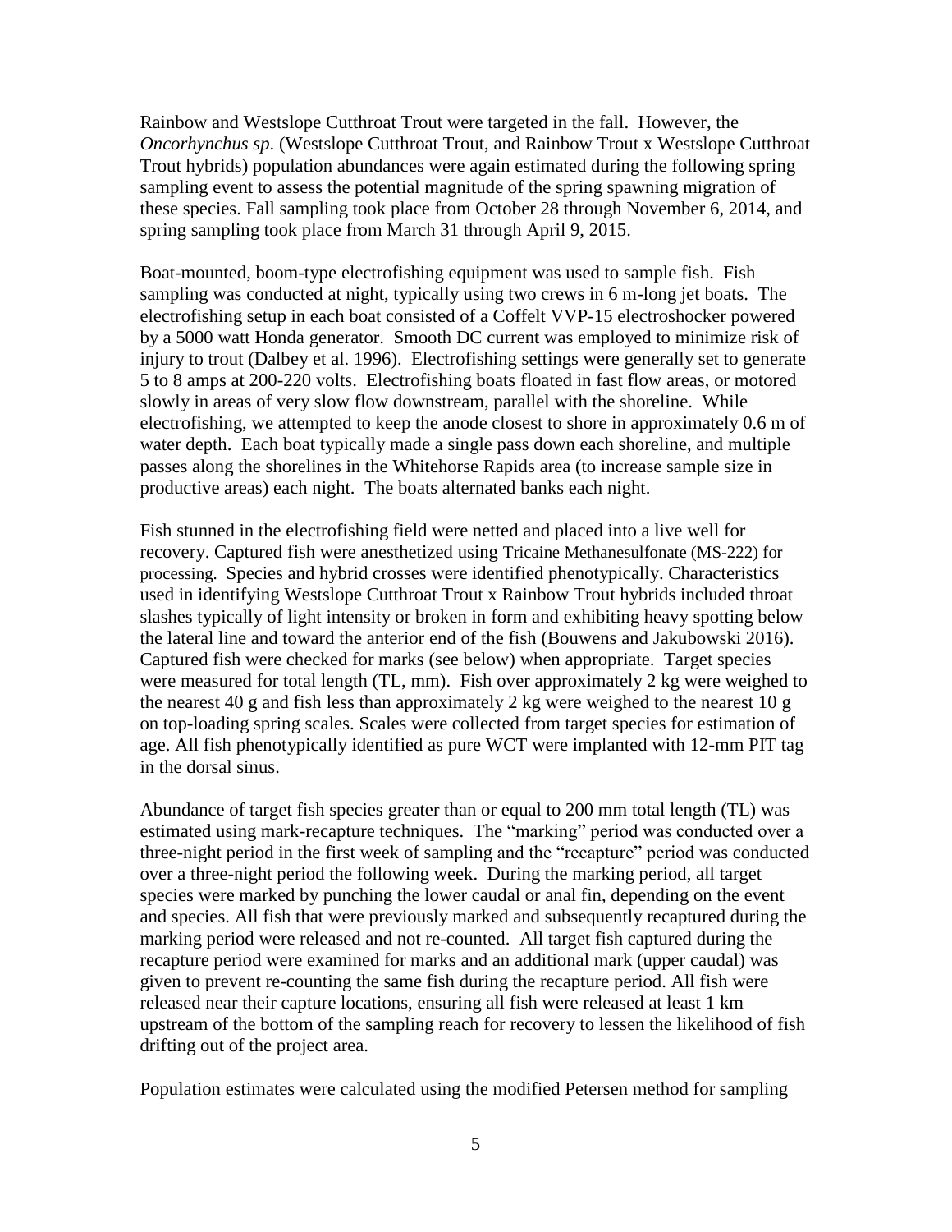Rainbow and Westslope Cutthroat Trout were targeted in the fall. However, the *Oncorhynchus sp*. (Westslope Cutthroat Trout, and Rainbow Trout x Westslope Cutthroat Trout hybrids) population abundances were again estimated during the following spring sampling event to assess the potential magnitude of the spring spawning migration of these species. Fall sampling took place from October 28 through November 6, 2014, and spring sampling took place from March 31 through April 9, 2015.

Boat-mounted, boom-type electrofishing equipment was used to sample fish. Fish sampling was conducted at night, typically using two crews in 6 m-long jet boats. The electrofishing setup in each boat consisted of a Coffelt VVP-15 electroshocker powered by a 5000 watt Honda generator. Smooth DC current was employed to minimize risk of injury to trout (Dalbey et al. 1996). Electrofishing settings were generally set to generate 5 to 8 amps at 200-220 volts. Electrofishing boats floated in fast flow areas, or motored slowly in areas of very slow flow downstream, parallel with the shoreline. While electrofishing, we attempted to keep the anode closest to shore in approximately 0.6 m of water depth. Each boat typically made a single pass down each shoreline, and multiple passes along the shorelines in the Whitehorse Rapids area (to increase sample size in productive areas) each night. The boats alternated banks each night.

Fish stunned in the electrofishing field were netted and placed into a live well for recovery. Captured fish were anesthetized using Tricaine Methanesulfonate (MS-222) for processing. Species and hybrid crosses were identified phenotypically. Characteristics used in identifying Westslope Cutthroat Trout x Rainbow Trout hybrids included throat slashes typically of light intensity or broken in form and exhibiting heavy spotting below the lateral line and toward the anterior end of the fish (Bouwens and Jakubowski 2016). Captured fish were checked for marks (see below) when appropriate. Target species were measured for total length (TL, mm). Fish over approximately 2 kg were weighed to the nearest 40 g and fish less than approximately 2 kg were weighed to the nearest 10 g on top-loading spring scales. Scales were collected from target species for estimation of age. All fish phenotypically identified as pure WCT were implanted with 12-mm PIT tag in the dorsal sinus.

Abundance of target fish species greater than or equal to 200 mm total length (TL) was estimated using mark-recapture techniques. The "marking" period was conducted over a three-night period in the first week of sampling and the "recapture" period was conducted over a three-night period the following week. During the marking period, all target species were marked by punching the lower caudal or anal fin, depending on the event and species. All fish that were previously marked and subsequently recaptured during the marking period were released and not re-counted. All target fish captured during the recapture period were examined for marks and an additional mark (upper caudal) was given to prevent re-counting the same fish during the recapture period. All fish were released near their capture locations, ensuring all fish were released at least 1 km upstream of the bottom of the sampling reach for recovery to lessen the likelihood of fish drifting out of the project area.

Population estimates were calculated using the modified Petersen method for sampling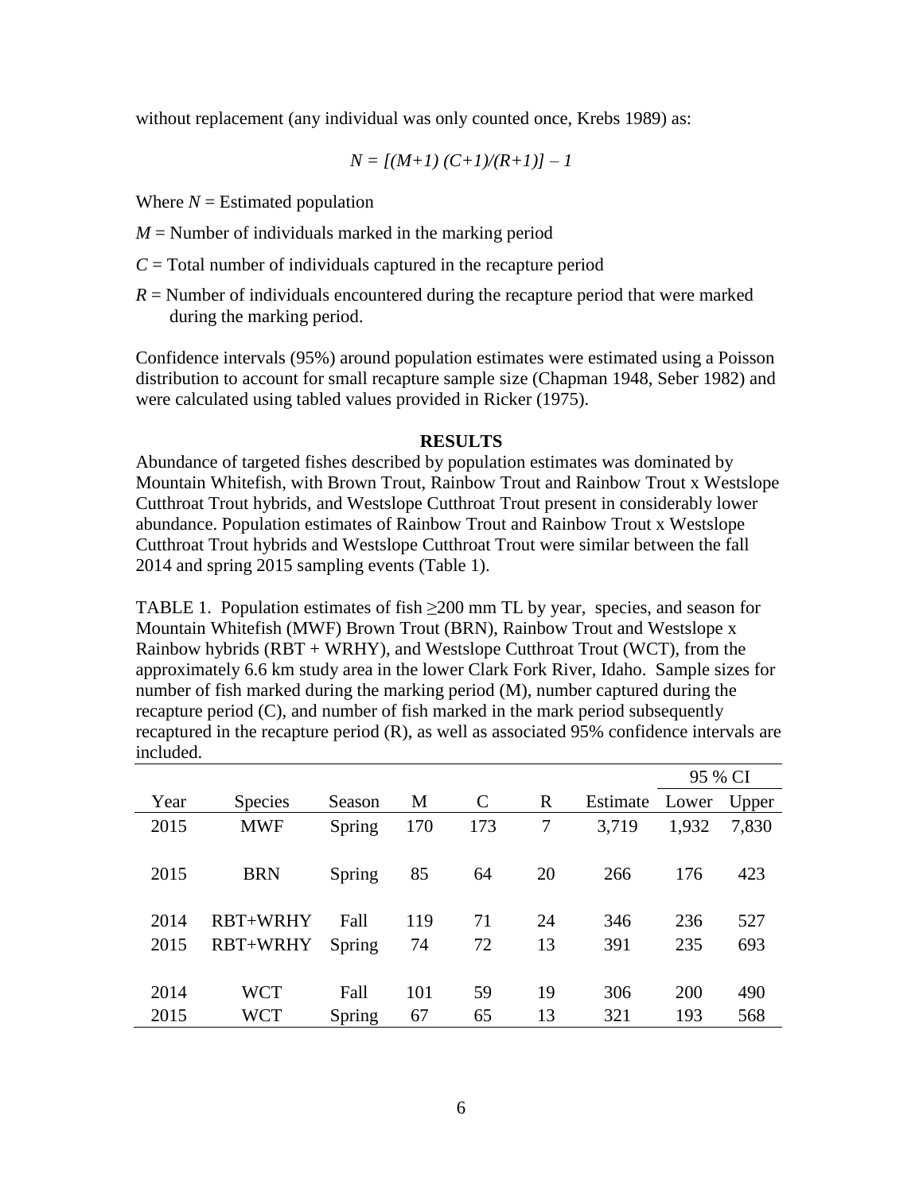without replacement (any individual was only counted once, Krebs 1989) as:

$$N = [(M+1)\ (C+1)/(R+1)] - 1$$

Where $N$ = Estimated population

$M$ = Number of individuals marked in the marking period

$C$ = Total number of individuals captured in the recapture period

$R$ = Number of individuals encountered during the recapture period that were marked during the marking period.

Confidence intervals (95%) around population estimates were estimated using a Poisson distribution to account for small recapture sample size (Chapman 1948, Seber 1982) and were calculated using tabled values provided in Ricker (1975).

## RESULTS

Abundance of targeted fishes described by population estimates was dominated by Mountain Whitefish, with Brown Trout, Rainbow Trout and Rainbow Trout x Westslope Cutthroat Trout hybrids, and Westslope Cutthroat Trout present in considerably lower abundance. Population estimates of Rainbow Trout and Rainbow Trout x Westslope Cutthroat Trout hybrids and Westslope Cutthroat Trout were similar between the fall 2014 and spring 2015 sampling events (Table 1).

TABLE 1. Population estimates of fish ≥200 mm TL by year, species, and season for Mountain Whitefish (MWF) Brown Trout (BRN), Rainbow Trout and Westslope x Rainbow hybrids (RBT + WRHY), and Westslope Cutthroat Trout (WCT), from the approximately 6.6 km study area in the lower Clark Fork River, Idaho. Sample sizes for number of fish marked during the marking period (M), number captured during the recapture period (C), and number of fish marked in the mark period subsequently recaptured in the recapture period (R), as well as associated 95% confidence intervals are included.

| | | | | | | | 95 % CI | |
|---|---|---|---|---|---|---|---|---|
| Year | Species | Season | M | C | R | Estimate | Lower | Upper |
| 2015 | MWF | Spring | 170 | 173 | 7 | 3,719 | 1,932 | 7,830 |
| 2015 | BRN | Spring | 85 | 64 | 20 | 266 | 176 | 423 |
| 2014 | RBT+WRHY | Fall | 119 | 71 | 24 | 346 | 236 | 527 |
| 2015 | RBT+WRHY | Spring | 74 | 72 | 13 | 391 | 235 | 693 |
| 2014 | WCT | Fall | 101 | 59 | 19 | 306 | 200 | 490 |
| 2015 | WCT | Spring | 67 | 65 | 13 | 321 | 193 | 568 |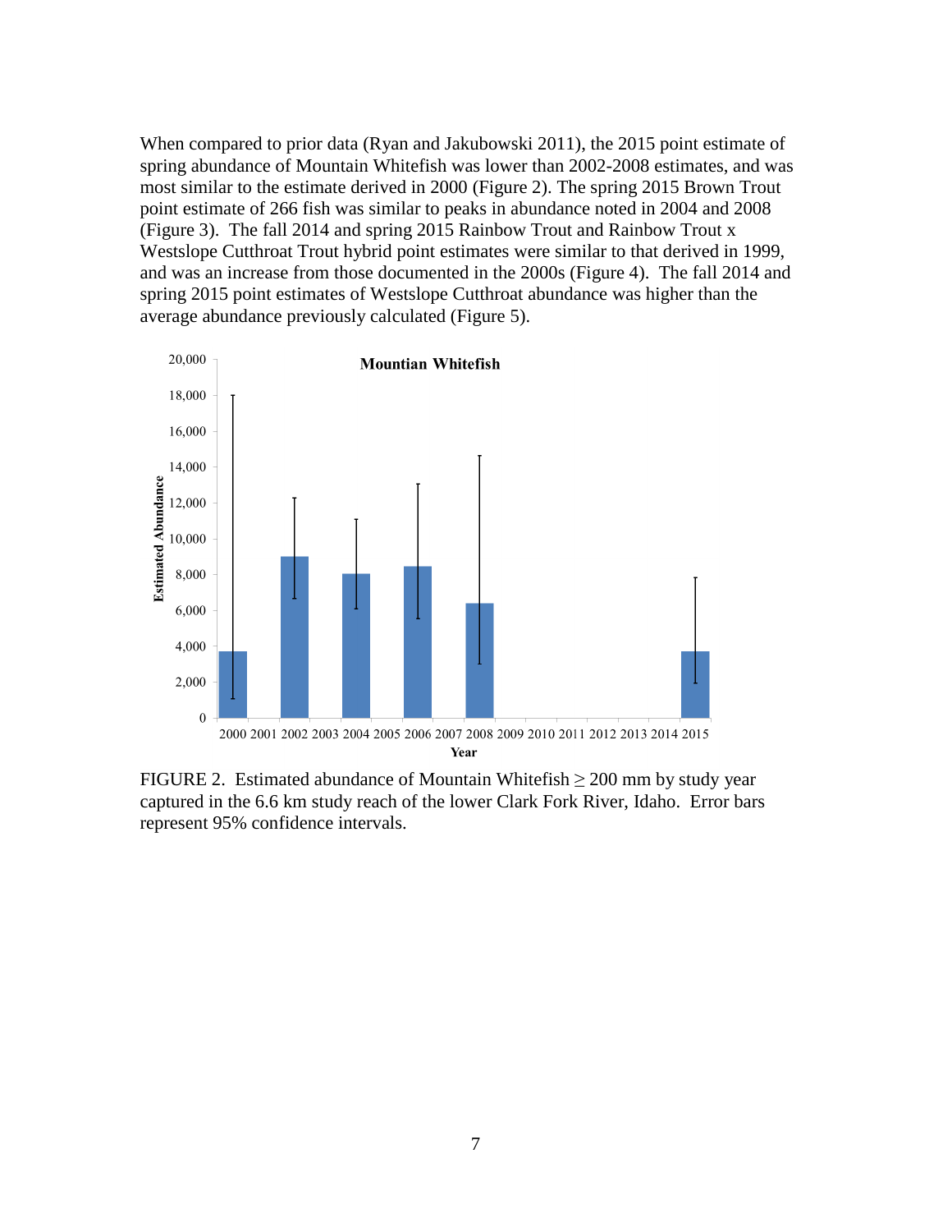When compared to prior data (Ryan and Jakubowski 2011), the 2015 point estimate of spring abundance of Mountain Whitefish was lower than 2002-2008 estimates, and was most similar to the estimate derived in 2000 (Figure 2). The spring 2015 Brown Trout point estimate of 266 fish was similar to peaks in abundance noted in 2004 and 2008 (Figure 3). The fall 2014 and spring 2015 Rainbow Trout and Rainbow Trout x Westslope Cutthroat Trout hybrid point estimates were similar to that derived in 1999, and was an increase from those documented in the 2000s (Figure 4). The fall 2014 and spring 2015 point estimates of Westslope Cutthroat abundance was higher than the average abundance previously calculated (Figure 5).

FIGURE 2. Estimated abundance of Mountain Whitefish ≥ 200 mm by study year captured in the 6.6 km study reach of the lower Clark Fork River, Idaho. Error bars represent 95% confidence intervals.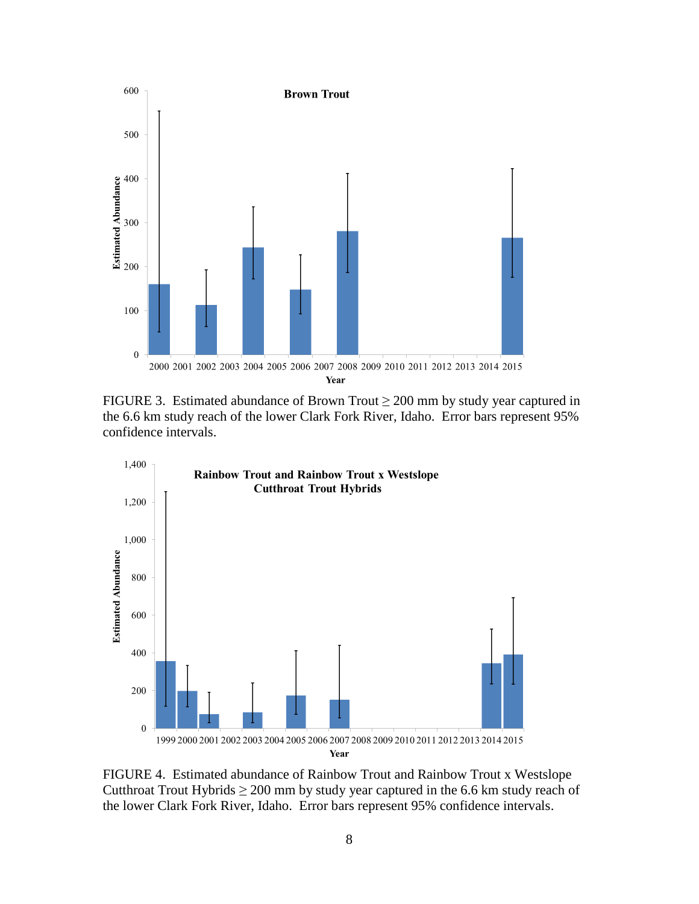FIGURE 3. Estimated abundance of Brown Trout ≥ 200 mm by study year captured in the 6.6 km study reach of the lower Clark Fork River, Idaho. Error bars represent 95% confidence intervals.

FIGURE 4. Estimated abundance of Rainbow Trout and Rainbow Trout x Westslope Cutthroat Trout Hybrids ≥ 200 mm by study year captured in the 6.6 km study reach of the lower Clark Fork River, Idaho. Error bars represent 95% confidence intervals.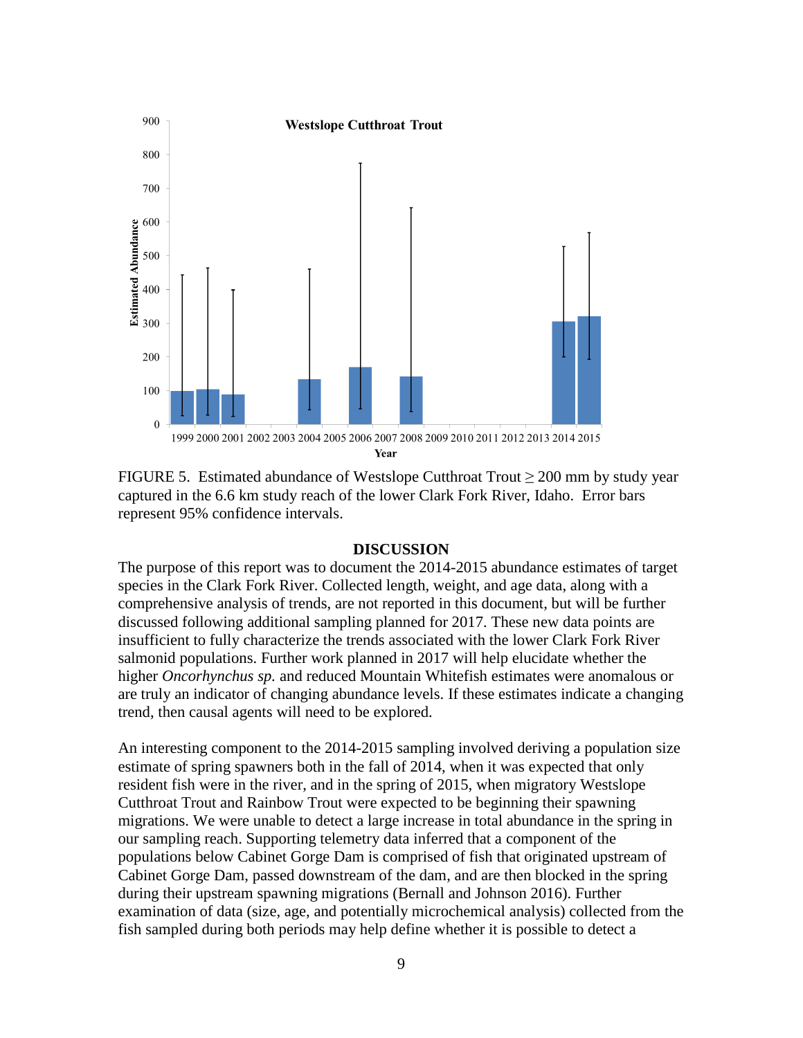FIGURE 5. Estimated abundance of Westslope Cutthroat Trout ≥ 200 mm by study year captured in the 6.6 km study reach of the lower Clark Fork River, Idaho. Error bars represent 95% confidence intervals.

## DISCUSSION

The purpose of this report was to document the 2014-2015 abundance estimates of target species in the Clark Fork River. Collected length, weight, and age data, along with a comprehensive analysis of trends, are not reported in this document, but will be further discussed following additional sampling planned for 2017. These new data points are insufficient to fully characterize the trends associated with the lower Clark Fork River salmonid populations. Further work planned in 2017 will help elucidate whether the higher *Oncorhynchus sp.* and reduced Mountain Whitefish estimates were anomalous or are truly an indicator of changing abundance levels. If these estimates indicate a changing trend, then causal agents will need to be explored.

An interesting component to the 2014-2015 sampling involved deriving a population size estimate of spring spawners both in the fall of 2014, when it was expected that only resident fish were in the river, and in the spring of 2015, when migratory Westslope Cutthroat Trout and Rainbow Trout were expected to be beginning their spawning migrations. We were unable to detect a large increase in total abundance in the spring in our sampling reach. Supporting telemetry data inferred that a component of the populations below Cabinet Gorge Dam is comprised of fish that originated upstream of Cabinet Gorge Dam, passed downstream of the dam, and are then blocked in the spring during their upstream spawning migrations (Bernall and Johnson 2016). Further examination of data (size, age, and potentially microchemical analysis) collected from the fish sampled during both periods may help define whether it is possible to detect a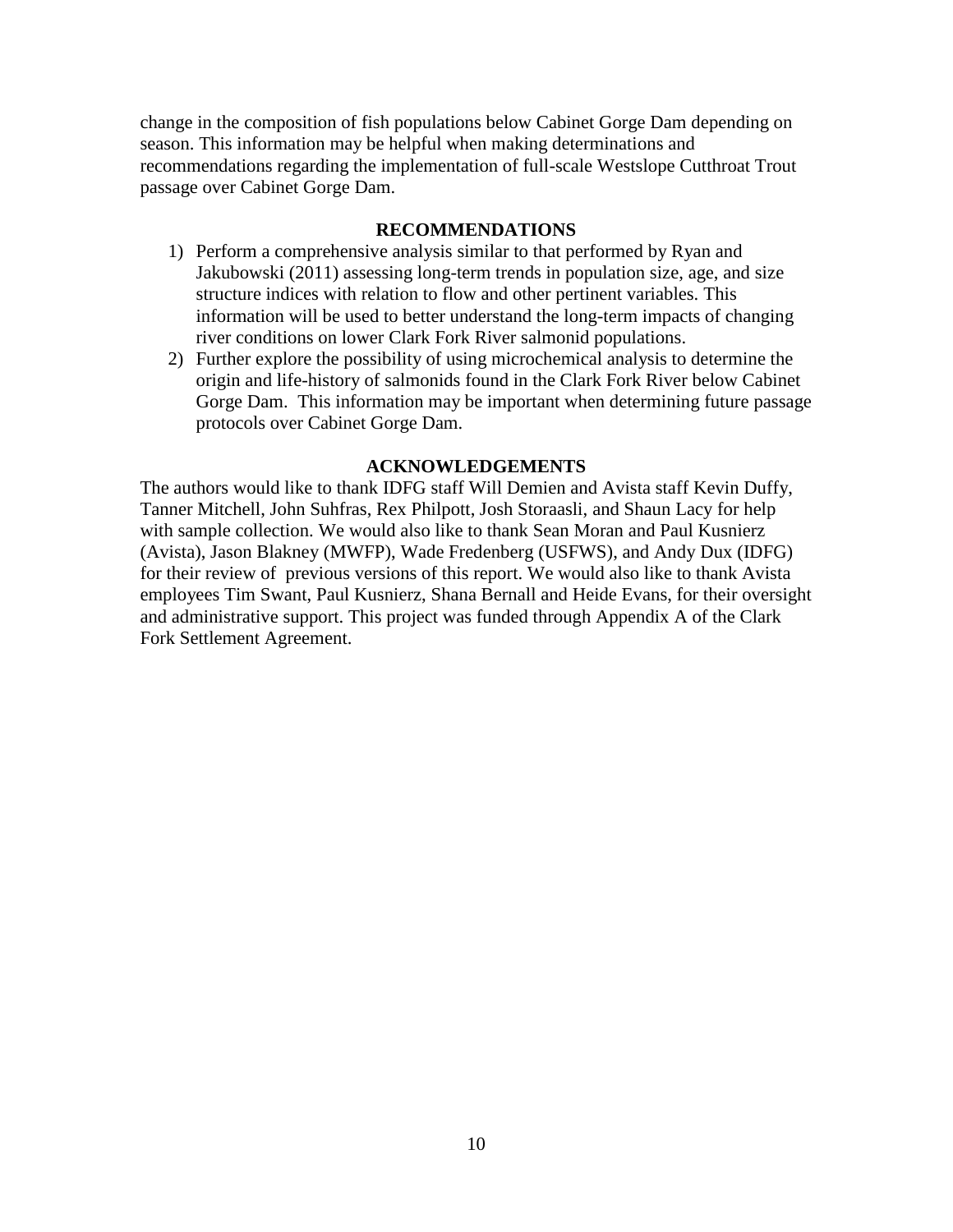change in the composition of fish populations below Cabinet Gorge Dam depending on season. This information may be helpful when making determinations and recommendations regarding the implementation of full-scale Westslope Cutthroat Trout passage over Cabinet Gorge Dam.

## RECOMMENDATIONS

1) Perform a comprehensive analysis similar to that performed by Ryan and Jakubowski (2011) assessing long-term trends in population size, age, and size structure indices with relation to flow and other pertinent variables. This information will be used to better understand the long-term impacts of changing river conditions on lower Clark Fork River salmonid populations.
2) Further explore the possibility of using microchemical analysis to determine the origin and life-history of salmonids found in the Clark Fork River below Cabinet Gorge Dam. This information may be important when determining future passage protocols over Cabinet Gorge Dam.

## ACKNOWLEDGEMENTS

The authors would like to thank IDFG staff Will Demien and Avista staff Kevin Duffy, Tanner Mitchell, John Suhfras, Rex Philpott, Josh Storaasli, and Shaun Lacy for help with sample collection. We would also like to thank Sean Moran and Paul Kusnierz (Avista), Jason Blakney (MWFP), Wade Fredenberg (USFWS), and Andy Dux (IDFG) for their review of previous versions of this report. We would also like to thank Avista employees Tim Swant, Paul Kusnierz, Shana Bernall and Heide Evans, for their oversight and administrative support. This project was funded through Appendix A of the Clark Fork Settlement Agreement.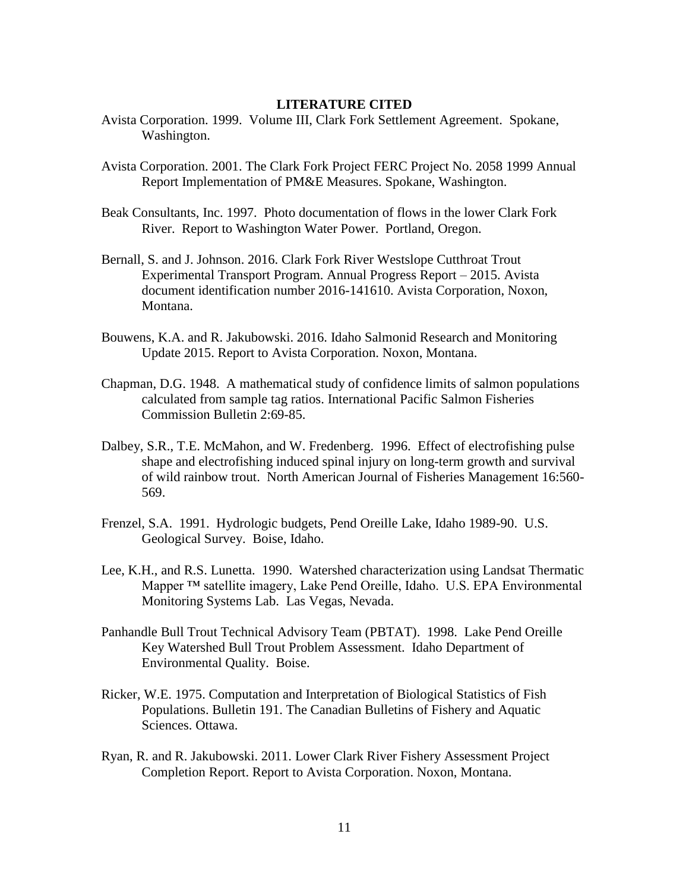## LITERATURE CITED

Avista Corporation. 1999. Volume III, Clark Fork Settlement Agreement. Spokane, Washington.

Avista Corporation. 2001. The Clark Fork Project FERC Project No. 2058 1999 Annual Report Implementation of PM&E Measures. Spokane, Washington.

Beak Consultants, Inc. 1997. Photo documentation of flows in the lower Clark Fork River. Report to Washington Water Power. Portland, Oregon.

Bernall, S. and J. Johnson. 2016. Clark Fork River Westslope Cutthroat Trout Experimental Transport Program. Annual Progress Report – 2015. Avista document identification number 2016-141610. Avista Corporation, Noxon, Montana.

Bouwens, K.A. and R. Jakubowski. 2016. Idaho Salmonid Research and Monitoring Update 2015. Report to Avista Corporation. Noxon, Montana.

Chapman, D.G. 1948. A mathematical study of confidence limits of salmon populations calculated from sample tag ratios. International Pacific Salmon Fisheries Commission Bulletin 2:69-85.

Dalbey, S.R., T.E. McMahon, and W. Fredenberg. 1996. Effect of electrofishing pulse shape and electrofishing induced spinal injury on long-term growth and survival of wild rainbow trout. North American Journal of Fisheries Management 16:560-569.

Frenzel, S.A. 1991. Hydrologic budgets, Pend Oreille Lake, Idaho 1989-90. U.S. Geological Survey. Boise, Idaho.

Lee, K.H., and R.S. Lunetta. 1990. Watershed characterization using Landsat Thermatic Mapper ™ satellite imagery, Lake Pend Oreille, Idaho. U.S. EPA Environmental Monitoring Systems Lab. Las Vegas, Nevada.

Panhandle Bull Trout Technical Advisory Team (PBTAT). 1998. Lake Pend Oreille Key Watershed Bull Trout Problem Assessment. Idaho Department of Environmental Quality. Boise.

Ricker, W.E. 1975. Computation and Interpretation of Biological Statistics of Fish Populations. Bulletin 191. The Canadian Bulletins of Fishery and Aquatic Sciences. Ottawa.

Ryan, R. and R. Jakubowski. 2011. Lower Clark River Fishery Assessment Project Completion Report. Report to Avista Corporation. Noxon, Montana.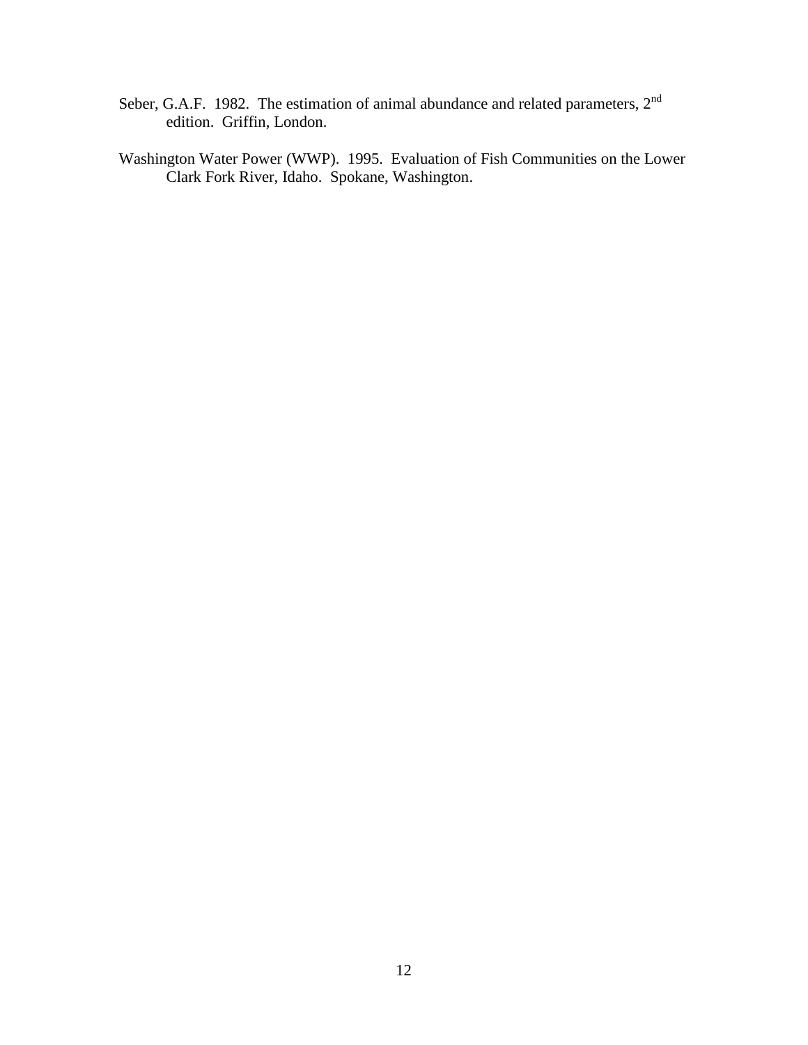Seber, G.A.F. 1982. The estimation of animal abundance and related parameters, 2nd edition. Griffin, London.

Washington Water Power (WWP). 1995. Evaluation of Fish Communities on the Lower Clark Fork River, Idaho. Spokane, Washington.